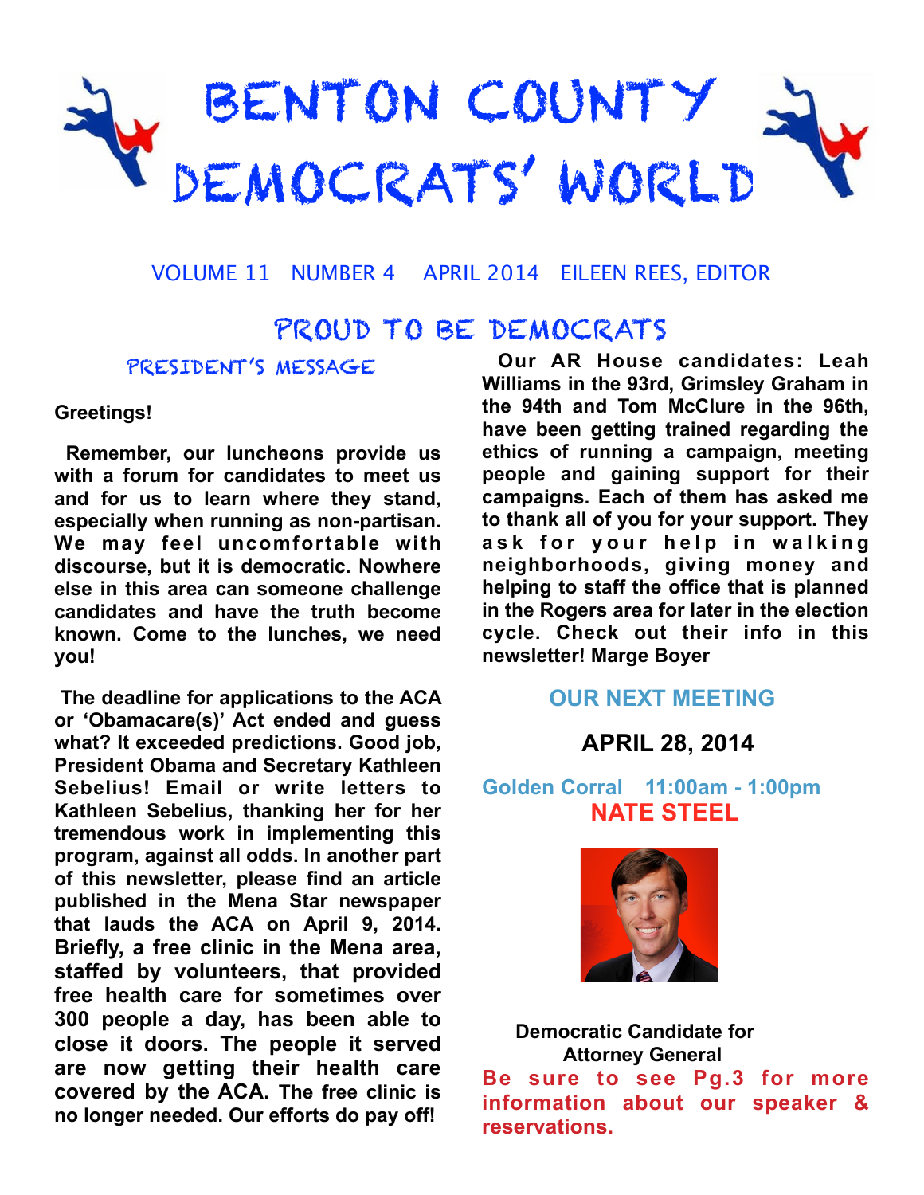# BENTON COUNTY DEMOCRATS' WORLD

VOLUME 11 NUMBER 4 APRIL 2014 EILEEN REES, EDITOR

## PROUD TO BE DEMOCRATS

### PRESIDENT'S MESSAGE

**Greetings!**

**Remember, our luncheons provide us with a forum for candidates to meet us and for us to learn where they stand, especially when running as non-partisan. We may feel uncomfortable with discourse, but it is democratic. Nowhere else in this area can someone challenge candidates and have the truth become known. Come to the lunches, we need you!**

**The deadline for applications to the ACA or 'Obamacare(s)' Act ended and guess what? It exceeded predictions. Good job, President Obama and Secretary Kathleen Sebelius! Email or write letters to Kathleen Sebelius, thanking her for her tremendous work in implementing this program, against all odds. In another part of this newsletter, please find an article published in the Mena Star newspaper that lauds the ACA on April 9, 2014. Briefly, a free clinic in the Mena area, staffed by volunteers, that provided free health care for sometimes over 300 people a day, has been able to close it doors. The people it served are now getting their health care covered by the ACA. The free clinic is no longer needed. Our efforts do pay off!**

**Our AR House candidates: Leah Williams in the 93rd, Grimsley Graham in the 94th and Tom McClure in the 96th, have been getting trained regarding the ethics of running a campaign, meeting people and gaining support for their campaigns. Each of them has asked me to thank all of you for your support. They ask for your help in walking neighborhoods, giving money and helping to staff the office that is planned in the Rogers area for later in the election cycle. Check out their info in this newsletter! Marge Boyer**

### OUR NEXT MEETING

**APRIL 28, 2014**

**Golden Corral 11:00am - 1:00pm**

**NATE STEEL**

**Democratic Candidate for Attorney General**

**Be sure to see Pg.3 for more information about our speaker & reservations.**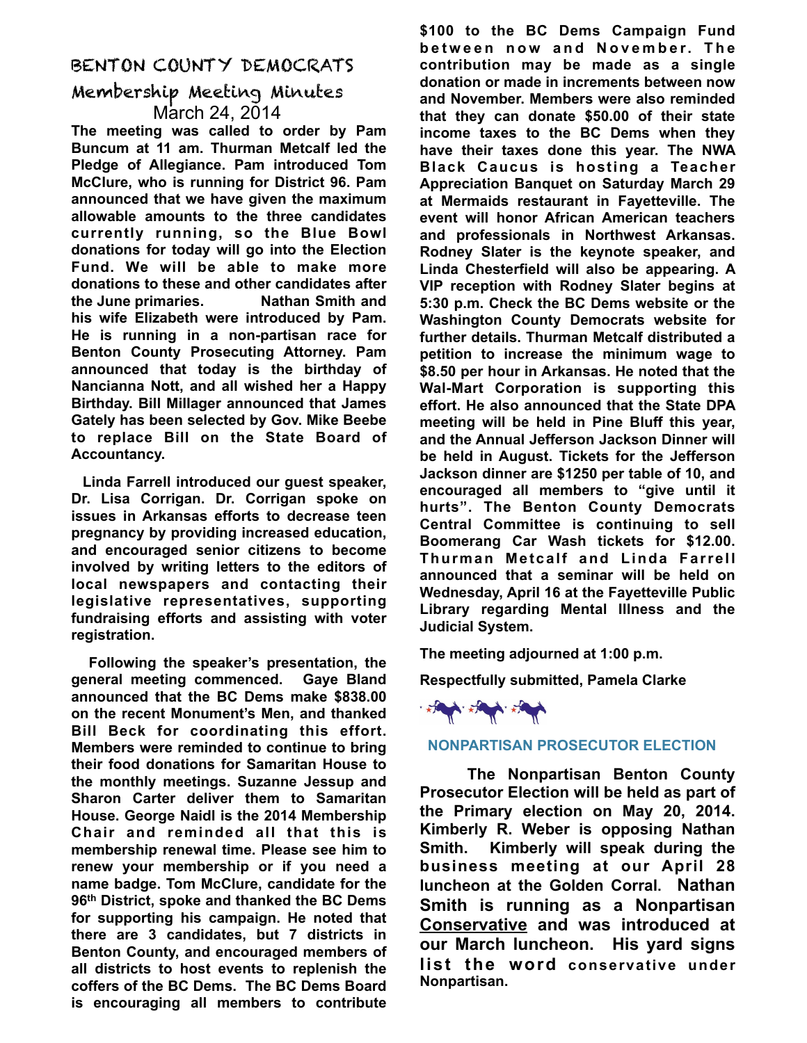# BENTON COUNTY DEMOCRATS

## Membership Meeting Minutes

March 24, 2014

**The meeting was called to order by Pam Buncum at 11 am. Thurman Metcalf led the Pledge of Allegiance. Pam introduced Tom McClure, who is running for District 96. Pam announced that we have given the maximum allowable amounts to the three candidates currently running, so the Blue Bowl donations for today will go into the Election Fund. We will be able to make more donations to these and other candidates after the June primaries. Nathan Smith and his wife Elizabeth were introduced by Pam. He is running in a non-partisan race for Benton County Prosecuting Attorney. Pam announced that today is the birthday of Nancianna Nott, and all wished her a Happy Birthday. Bill Millager announced that James Gately has been selected by Gov. Mike Beebe to replace Bill on the State Board of Accountancy.**

**Linda Farrell introduced our guest speaker, Dr. Lisa Corrigan. Dr. Corrigan spoke on issues in Arkansas efforts to decrease teen pregnancy by providing increased education, and encouraged senior citizens to become involved by writing letters to the editors of local newspapers and contacting their legislative representatives, supporting fundraising efforts and assisting with voter registration.**

**Following the speaker's presentation, the general meeting commenced. Gaye Bland announced that the BC Dems make $838.00 on the recent Monument's Men, and thanked Bill Beck for coordinating this effort. Members were reminded to continue to bring their food donations for Samaritan House to the monthly meetings. Suzanne Jessup and Sharon Carter deliver them to Samaritan House. George Naidl is the 2014 Membership Chair and reminded all that this is membership renewal time. Please see him to renew your membership or if you need a name badge. Tom McClure, candidate for the 96th District, spoke and thanked the BC Dems for supporting his campaign. He noted that there are 3 candidates, but 7 districts in Benton County, and encouraged members of all districts to host events to replenish the coffers of the BC Dems. The BC Dems Board is encouraging all members to contribute $100 to the BC Dems Campaign Fund between now and November. The contribution may be made as a single donation or made in increments between now and November. Members were also reminded that they can donate $50.00 of their state income taxes to the BC Dems when they have their taxes done this year. The NWA Black Caucus is hosting a Teacher Appreciation Banquet on Saturday March 29 at Mermaids restaurant in Fayetteville. The event will honor African American teachers and professionals in Northwest Arkansas. Rodney Slater is the keynote speaker, and Linda Chesterfield will also be appearing. A VIP reception with Rodney Slater begins at 5:30 p.m. Check the BC Dems website or the Washington County Democrats website for further details. Thurman Metcalf distributed a petition to increase the minimum wage to $8.50 per hour in Arkansas. He noted that the Wal-Mart Corporation is supporting this effort. He also announced that the State DPA meeting will be held in Pine Bluff this year, and the Annual Jefferson Jackson Dinner will be held in August. Tickets for the Jefferson Jackson dinner are $1250 per table of 10, and encouraged all members to "give until it hurts". The Benton County Democrats Central Committee is continuing to sell Boomerang Car Wash tickets for $12.00. Thurman Metcalf and Linda Farrell announced that a seminar will be held on Wednesday, April 16 at the Fayetteville Public Library regarding Mental Illness and the Judicial System.**

**The meeting adjourned at 1:00 p.m.**

**Respectfully submitted, Pamela Clarke**

### NONPARTISAN PROSECUTOR ELECTION

**The Nonpartisan Benton County Prosecutor Election will be held as part of the Primary election on May 20, 2014. Kimberly R. Weber is opposing Nathan Smith. Kimberly will speak during the business meeting at our April 28 luncheon at the Golden Corral. Nathan Smith is running as a Nonpartisan <u>Conservative</u> and was introduced at our March luncheon. His yard signs list the word conservative under Nonpartisan.**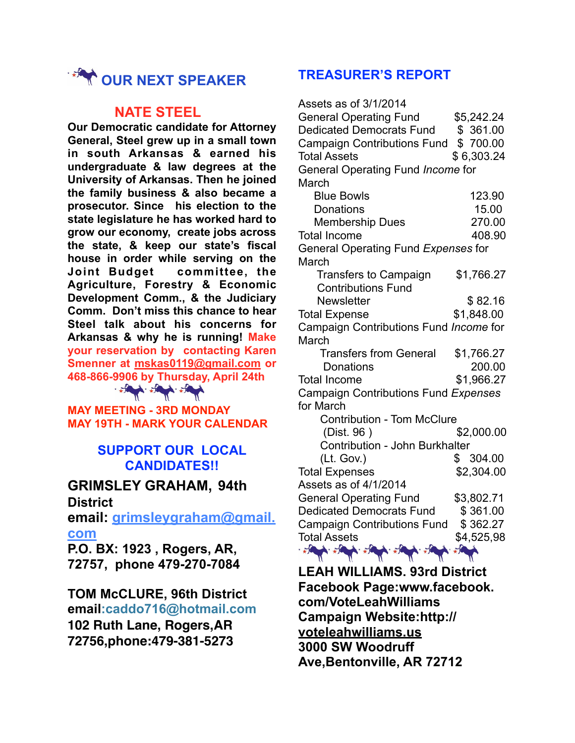## OUR NEXT SPEAKER

### NATE STEEL

**Our Democratic candidate for Attorney General, Steel grew up in a small town in south Arkansas & earned his undergraduate & law degrees at the University of Arkansas. Then he joined the family business & also became a prosecutor. Since his election to the state legislature he has worked hard to grow our economy, create jobs across the state, & keep our state's fiscal house in order while serving on the Joint Budget committee, the Agriculture, Forestry & Economic Development Comm., & the Judiciary Comm. Don't miss this chance to hear Steel talk about his concerns for Arkansas & why he is running! Make your reservation by contacting Karen Smenner at mskas0119@gmail.com or 468-866-9906 by Thursday, April 24th**

**MAY MEETING - 3RD MONDAY**
**MAY 19TH - MARK YOUR CALENDAR**

### SUPPORT OUR LOCAL CANDIDATES!!

**GRIMSLEY GRAHAM, 94th District**
**email: grimsleygraham@gmail.com**
**P.O. BX: 1923 , Rogers, AR, 72757, phone 479-270-7084**

**TOM McCLURE, 96th District**
**email:caddo716@hotmail.com**
**102 Ruth Lane, Rogers,AR 72756,phone:479-381-5273**

## TREASURER'S REPORT

| | |
|---|---|
| Assets as of 3/1/2014 | |
| General Operating Fund | $5,242.24 |
| Dedicated Democrats Fund | $ 361.00 |
| Campaign Contributions Fund | $ 700.00 |
| Total Assets | $ 6,303.24 |
| General Operating Fund *Income* for March | |
| Blue Bowls | 123.90 |
| Donations | 15.00 |
| Membership Dues | 270.00 |
| Total Income | 408.90 |
| General Operating Fund *Expenses* for March | |
| Transfers to Campaign Contributions Fund | $1,766.27 |
| Newsletter | $ 82.16 |
| Total Expense | $1,848.00 |
| Campaign Contributions Fund *Income* for March | |
| Transfers from General | $1,766.27 |
| Donations | 200.00 |
| Total Income | $1,966.27 |
| Campaign Contributions Fund *Expenses* for March | |
| Contribution - Tom McClure (Dist. 96 ) | $2,000.00 |
| Contribution - John Burkhalter (Lt. Gov.) | $ 304.00 |
| Total Expenses | $2,304.00 |
| Assets as of 4/1/2014 | |
| General Operating Fund | $3,802.71 |
| Dedicated Democrats Fund | $ 361.00 |
| Campaign Contributions Fund | $ 362.27 |
| Total Assets | $4,525,98 |

**LEAH WILLIAMS. 93rd District**
**Facebook Page:www.facebook.com/VoteLeahWilliams**
**Campaign Website:http://voteleahwilliams.us**
**3000 SW Woodruff Ave,Bentonville, AR 72712**